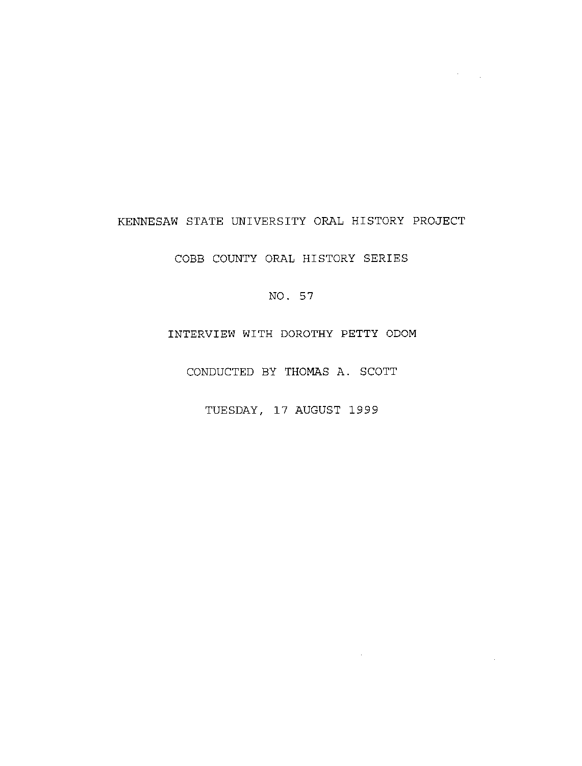KENNESAW STATE UNIVERSITY ORAL HISTORY PROJECT

COBB COUNTY ORAL HISTORY SERIES

NO. 57

INTERVIEW WITH DOROTHY PETTY ODOM

CONDUCTED BY THOMAS A. SCOTT

TUESDAY, 17 AUGUST 1999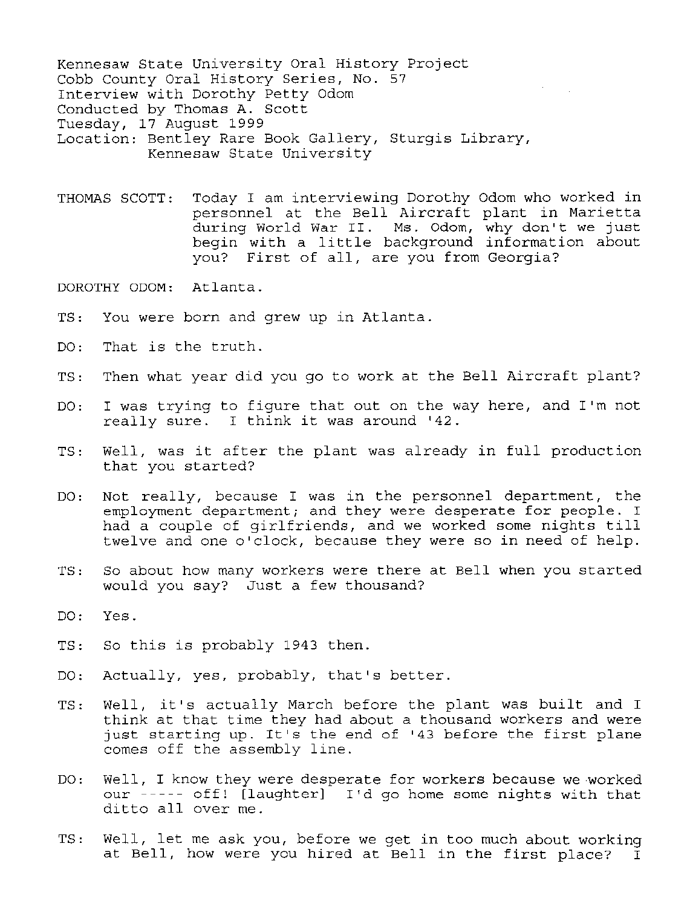Kennesaw State University Oral History Project
Cobb County Oral History Series, No. 57
Interview with Dorothy Petty Odom
Conducted by Thomas A. Scott
Tuesday, 17 August 1999
Location: Bentley Rare Book Gallery, Sturgis Library, Kennesaw State University

THOMAS SCOTT: Today I am interviewing Dorothy Odom who worked in personnel at the Bell Aircraft plant in Marietta during World War II. Ms. Odom, why don't we just begin with a little background information about you? First of all, are you from Georgia?

DOROTHY ODOM: Atlanta.

TS: You were born and grew up in Atlanta.

DO: That is the truth.

TS: Then what year did you go to work at the Bell Aircraft plant?

DO: I was trying to figure that out on the way here, and I'm not really sure. I think it was around '42.

TS: Well, was it after the plant was already in full production that you started?

DO: Not really, because I was in the personnel department, the employment department; and they were desperate for people. I had a couple of girlfriends, and we worked some nights till twelve and one o'clock, because they were so in need of help.

TS: So about how many workers were there at Bell when you started would you say? Just a few thousand?

DO: Yes.

TS: So this is probably 1943 then.

DO: Actually, yes, probably, that's better.

TS: Well, it's actually March before the plant was built and I think at that time they had about a thousand workers and were just starting up. It's the end of '43 before the first plane comes off the assembly line.

DO: Well, I know they were desperate for workers because we worked our ----- off! [laughter] I'd go home some nights with that ditto all over me.

TS: Well, let me ask you, before we get in too much about working at Bell, how were you hired at Bell in the first place? I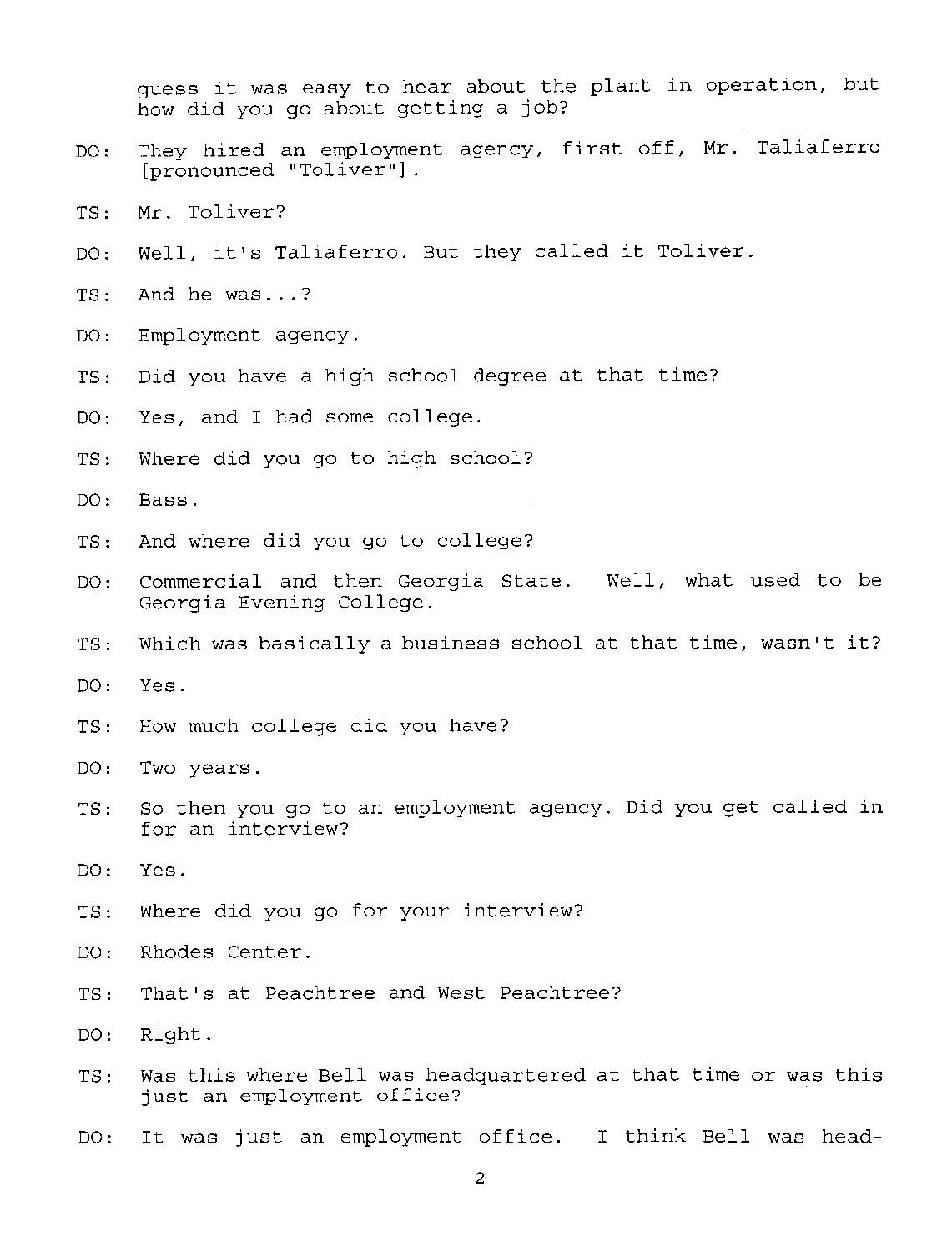guess it was easy to hear about the plant in operation, but how did you go about getting a job?

DO: They hired an employment agency, first off, Mr. Taliaferro [pronounced "Toliver"].

TS: Mr. Toliver?

DO: Well, it's Taliaferro. But they called it Toliver.

TS: And he was...?

DO: Employment agency.

TS: Did you have a high school degree at that time?

DO: Yes, and I had some college.

TS: Where did you go to high school?

DO: Bass.

TS: And where did you go to college?

DO: Commercial and then Georgia State. Well, what used to be Georgia Evening College.

TS: Which was basically a business school at that time, wasn't it?

DO: Yes.

TS: How much college did you have?

DO: Two years.

TS: So then you go to an employment agency. Did you get called in for an interview?

DO: Yes.

TS: Where did you go for your interview?

DO: Rhodes Center.

TS: That's at Peachtree and West Peachtree?

DO: Right.

TS: Was this where Bell was headquartered at that time or was this just an employment office?

DO: It was just an employment office. I think Bell was head-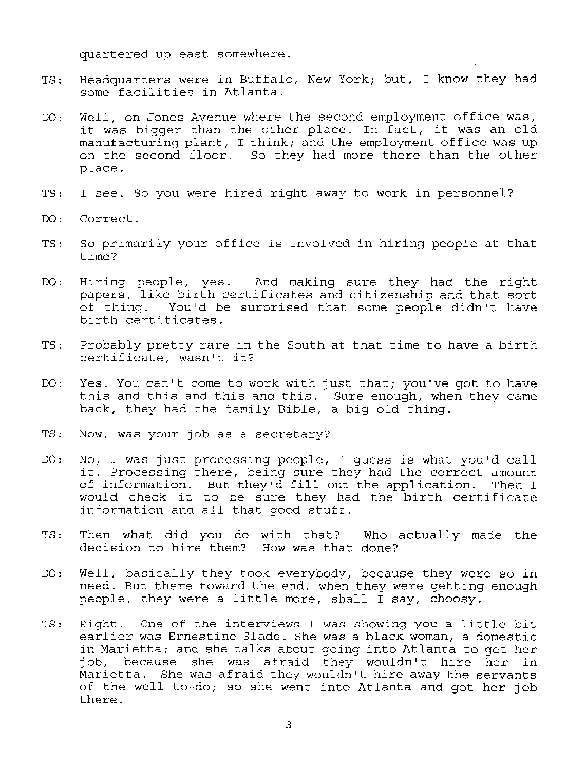quartered up east somewhere.

TS: Headquarters were in Buffalo, New York; but, I know they had some facilities in Atlanta.

DO: Well, on Jones Avenue where the second employment office was, it was bigger than the other place. In fact, it was an old manufacturing plant, I think; and the employment office was up on the second floor. So they had more there than the other place.

TS: I see. So you were hired right away to work in personnel?

DO: Correct.

TS: So primarily your office is involved in hiring people at that time?

DO: Hiring people, yes. And making sure they had the right papers, like birth certificates and citizenship and that sort of thing. You'd be surprised that some people didn't have birth certificates.

TS: Probably pretty rare in the South at that time to have a birth certificate, wasn't it?

DO: Yes. You can't come to work with just that; you've got to have this and this and this and this. Sure enough, when they came back, they had the family Bible, a big old thing.

TS: Now, was your job as a secretary?

DO: No, I was just processing people, I guess is what you'd call it. Processing there, being sure they had the correct amount of information. But they'd fill out the application. Then I would check it to be sure they had the birth certificate information and all that good stuff.

TS: Then what did you do with that? Who actually made the decision to hire them? How was that done?

DO: Well, basically they took everybody, because they were so in need. But there toward the end, when they were getting enough people, they were a little more, shall I say, choosy.

TS: Right. One of the interviews I was showing you a little bit earlier was Ernestine Slade. She was a black woman, a domestic in Marietta; and she talks about going into Atlanta to get her job, because she was afraid they wouldn't hire her in Marietta. She was afraid they wouldn't hire away the servants of the well-to-do; so she went into Atlanta and got her job there.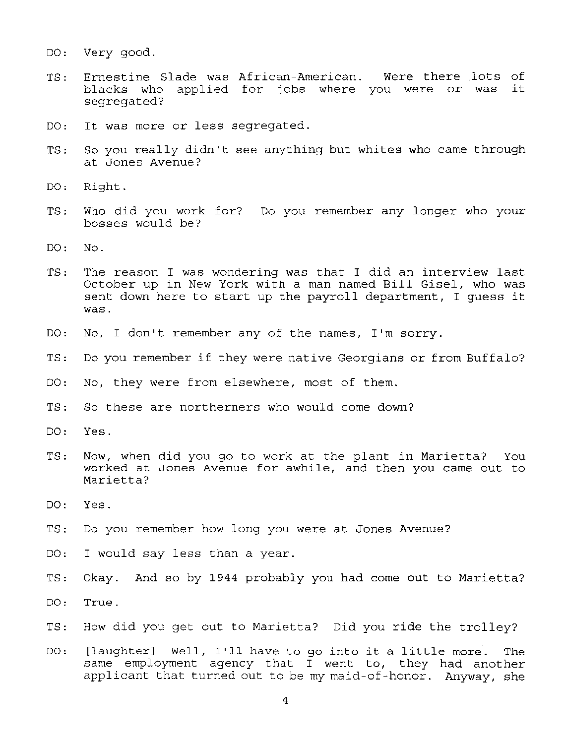DO: Very good.

TS: Ernestine Slade was African-American. Were there lots of blacks who applied for jobs where you were or was it segregated?

DO: It was more or less segregated.

TS: So you really didn't see anything but whites who came through at Jones Avenue?

DO: Right.

TS: Who did you work for? Do you remember any longer who your bosses would be?

DO: No.

TS: The reason I was wondering was that I did an interview last October up in New York with a man named Bill Gisel, who was sent down here to start up the payroll department, I guess it was.

DO: No, I don't remember any of the names, I'm sorry.

TS: Do you remember if they were native Georgians or from Buffalo?

DO: No, they were from elsewhere, most of them.

TS: So these are northerners who would come down?

DO: Yes.

TS: Now, when did you go to work at the plant in Marietta? You worked at Jones Avenue for awhile, and then you came out to Marietta?

DO: Yes.

TS: Do you remember how long you were at Jones Avenue?

DO: I would say less than a year.

TS: Okay. And so by 1944 probably you had come out to Marietta?

DO: True.

TS: How did you get out to Marietta? Did you ride the trolley?

DO: [laughter] Well, I'll have to go into it a little more. The same employment agency that I went to, they had another applicant that turned out to be my maid-of-honor. Anyway, she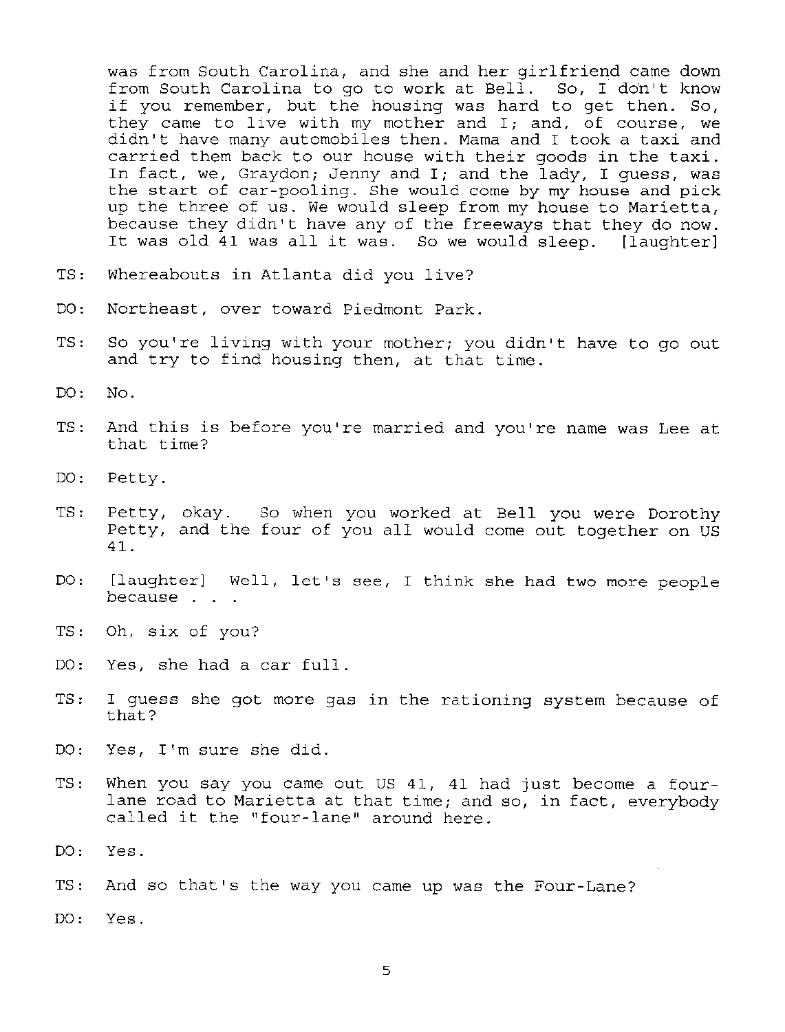was from South Carolina, and she and her girlfriend came down from South Carolina to go to work at Bell. So, I don't know if you remember, but the housing was hard to get then. So, they came to live with my mother and I; and, of course, we didn't have many automobiles then. Mama and I took a taxi and carried them back to our house with their goods in the taxi. In fact, we, Graydon; Jenny and I; and the lady, I guess, was the start of car-pooling. She would come by my house and pick up the three of us. We would sleep from my house to Marietta, because they didn't have any of the freeways that they do now. It was old 41 was all it was. So we would sleep. [laughter]

TS: Whereabouts in Atlanta did you live?

DO: Northeast, over toward Piedmont Park.

TS: So you're living with your mother; you didn't have to go out and try to find housing then, at that time.

DO: No.

TS: And this is before you're married and you're name was Lee at that time?

DO: Petty.

TS: Petty, okay. So when you worked at Bell you were Dorothy Petty, and the four of you all would come out together on US 41.

DO: [laughter] Well, let's see, I think she had two more people because . . .

TS: Oh, six of you?

DO: Yes, she had a car full.

TS: I guess she got more gas in the rationing system because of that?

DO: Yes, I'm sure she did.

TS: When you say you came out US 41, 41 had just become a four-lane road to Marietta at that time; and so, in fact, everybody called it the "four-lane" around here.

DO: Yes.

TS: And so that's the way you came up was the Four-Lane?

DO: Yes.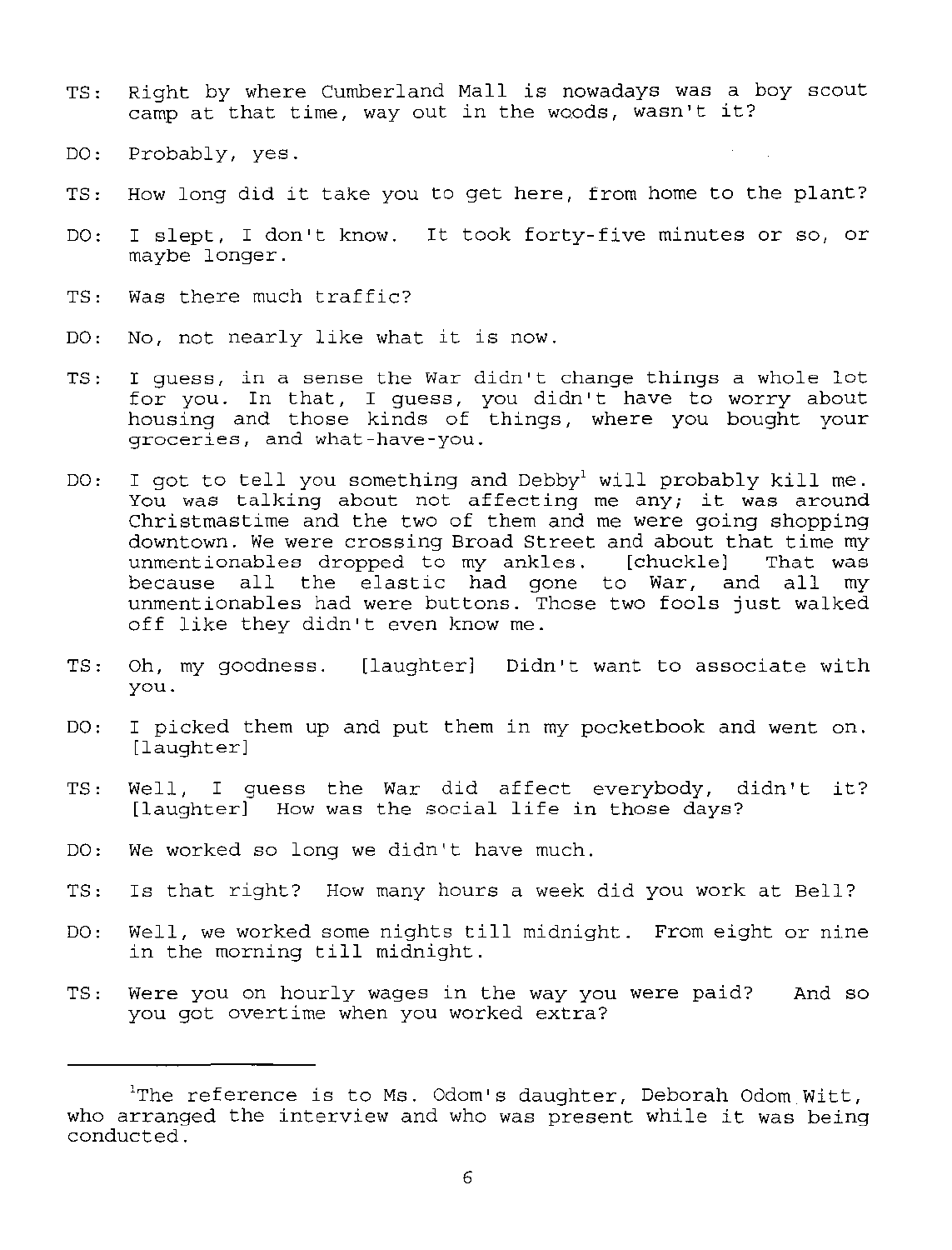TS: Right by where Cumberland Mall is nowadays was a boy scout camp at that time, way out in the woods, wasn't it?

DO: Probably, yes.

TS: How long did it take you to get here, from home to the plant?

DO: I slept, I don't know. It took forty-five minutes or so, or maybe longer.

TS: Was there much traffic?

DO: No, not nearly like what it is now.

TS: I guess, in a sense the War didn't change things a whole lot for you. In that, I guess, you didn't have to worry about housing and those kinds of things, where you bought your groceries, and what-have-you.

DO: I got to tell you something and Debby[1] will probably kill me. You was talking about not affecting me any; it was around Christmastime and the two of them and me were going shopping downtown. We were crossing Broad Street and about that time my unmentionables dropped to my ankles. [chuckle] That was because all the elastic had gone to War, and all my unmentionables had were buttons. Those two fools just walked off like they didn't even know me.

TS: Oh, my goodness. [laughter] Didn't want to associate with you.

DO: I picked them up and put them in my pocketbook and went on. [laughter]

TS: Well, I guess the War did affect everybody, didn't it? [laughter] How was the social life in those days?

DO: We worked so long we didn't have much.

TS: Is that right? How many hours a week did you work at Bell?

DO: Well, we worked some nights till midnight. From eight or nine in the morning till midnight.

TS: Were you on hourly wages in the way you were paid? And so you got overtime when you worked extra?

---

[1]The reference is to Ms. Odom's daughter, Deborah Odom Witt, who arranged the interview and who was present while it was being conducted.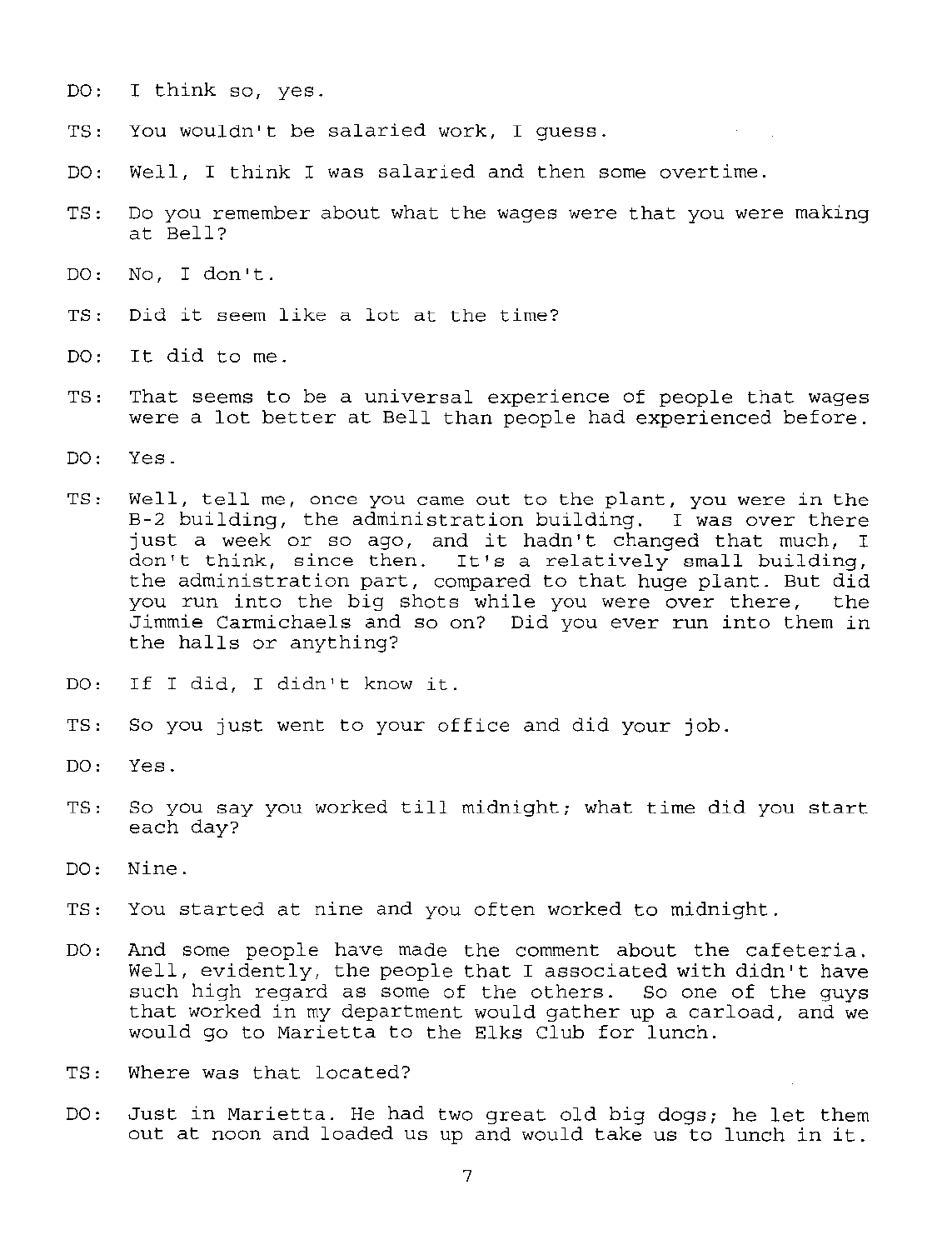DO: I think so, yes.

TS: You wouldn't be salaried work, I guess.

DO: Well, I think I was salaried and then some overtime.

TS: Do you remember about what the wages were that you were making at Bell?

DO: No, I don't.

TS: Did it seem like a lot at the time?

DO: It did to me.

TS: That seems to be a universal experience of people that wages were a lot better at Bell than people had experienced before.

DO: Yes.

TS: Well, tell me, once you came out to the plant, you were in the B-2 building, the administration building. I was over there just a week or so ago, and it hadn't changed that much, I don't think, since then. It's a relatively small building, the administration part, compared to that huge plant. But did you run into the big shots while you were over there, the Jimmie Carmichaels and so on? Did you ever run into them in the halls or anything?

DO: If I did, I didn't know it.

TS: So you just went to your office and did your job.

DO: Yes.

TS: So you say you worked till midnight; what time did you start each day?

DO: Nine.

TS: You started at nine and you often worked to midnight.

DO: And some people have made the comment about the cafeteria. Well, evidently, the people that I associated with didn't have such high regard as some of the others. So one of the guys that worked in my department would gather up a carload, and we would go to Marietta to the Elks Club for lunch.

TS: Where was that located?

DO: Just in Marietta. He had two great old big dogs; he let them out at noon and loaded us up and would take us to lunch in it.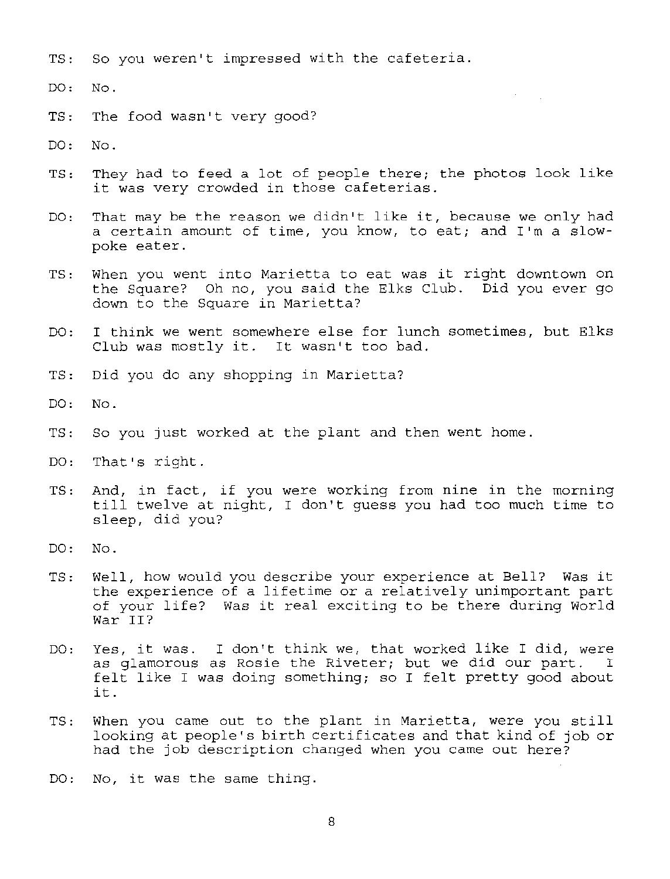TS: So you weren't impressed with the cafeteria.

DO: No.

TS: The food wasn't very good?

DO: No.

TS: They had to feed a lot of people there; the photos look like it was very crowded in those cafeterias.

DO: That may be the reason we didn't like it, because we only had a certain amount of time, you know, to eat; and I'm a slow-poke eater.

TS: When you went into Marietta to eat was it right downtown on the Square? Oh no, you said the Elks Club. Did you ever go down to the Square in Marietta?

DO: I think we went somewhere else for lunch sometimes, but Elks Club was mostly it. It wasn't too bad.

TS: Did you do any shopping in Marietta?

DO: No.

TS: So you just worked at the plant and then went home.

DO: That's right.

TS: And, in fact, if you were working from nine in the morning till twelve at night, I don't guess you had too much time to sleep, did you?

DO: No.

TS: Well, how would you describe your experience at Bell? Was it the experience of a lifetime or a relatively unimportant part of your life? Was it real exciting to be there during World War II?

DO: Yes, it was. I don't think we, that worked like I did, were as glamorous as Rosie the Riveter; but we did our part. I felt like I was doing something; so I felt pretty good about it.

TS: When you came out to the plant in Marietta, were you still looking at people's birth certificates and that kind of job or had the job description changed when you came out here?

DO: No, it was the same thing.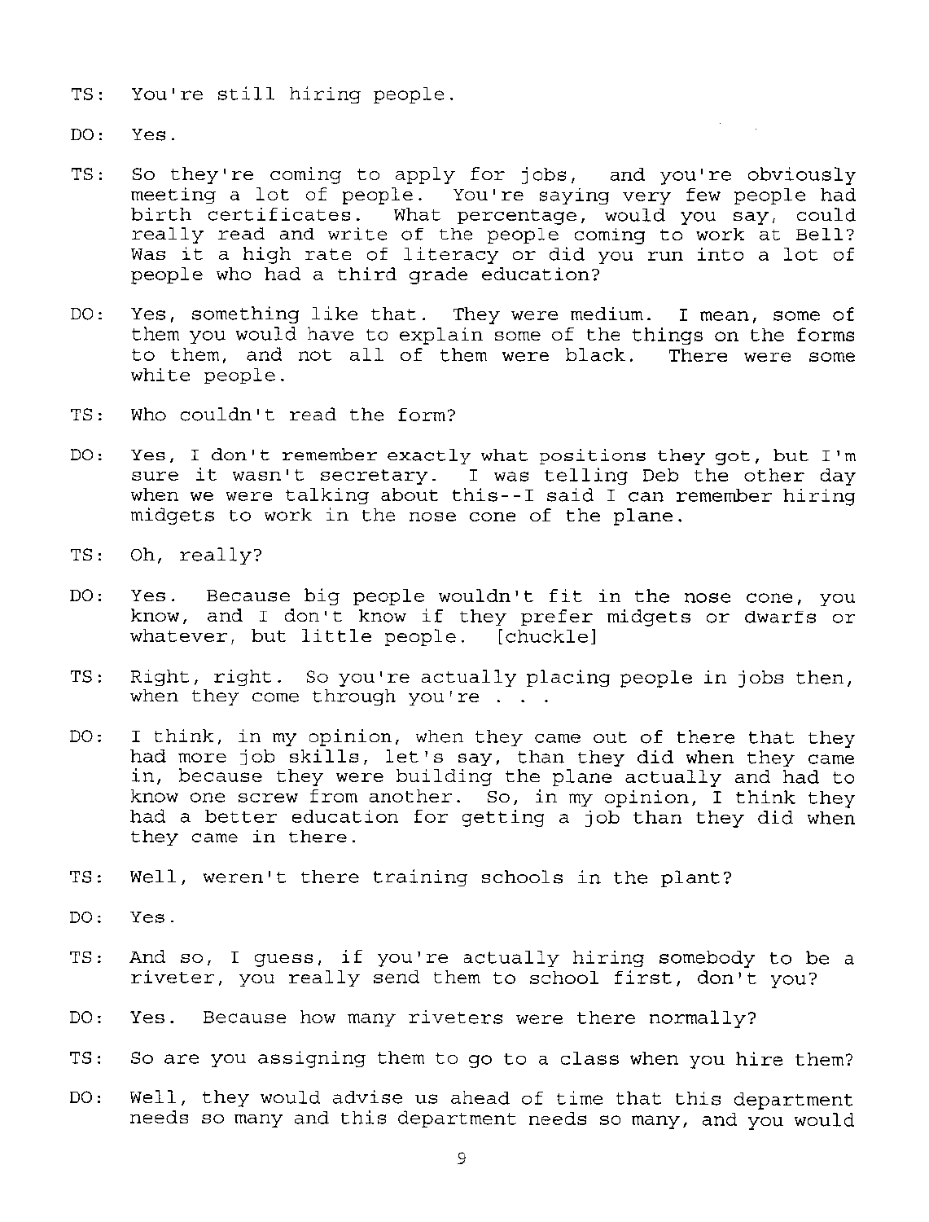TS: You're still hiring people.

DO: Yes.

TS: So they're coming to apply for jobs, and you're obviously meeting a lot of people. You're saying very few people had birth certificates. What percentage, would you say, could really read and write of the people coming to work at Bell? Was it a high rate of literacy or did you run into a lot of people who had a third grade education?

DO: Yes, something like that. They were medium. I mean, some of them you would have to explain some of the things on the forms to them, and not all of them were black. There were some white people.

TS: Who couldn't read the form?

DO: Yes, I don't remember exactly what positions they got, but I'm sure it wasn't secretary. I was telling Deb the other day when we were talking about this--I said I can remember hiring midgets to work in the nose cone of the plane.

TS: Oh, really?

DO: Yes. Because big people wouldn't fit in the nose cone, you know, and I don't know if they prefer midgets or dwarfs or whatever, but little people. [chuckle]

TS: Right, right. So you're actually placing people in jobs then, when they come through you're . . .

DO: I think, in my opinion, when they came out of there that they had more job skills, let's say, than they did when they came in, because they were building the plane actually and had to know one screw from another. So, in my opinion, I think they had a better education for getting a job than they did when they came in there.

TS: Well, weren't there training schools in the plant?

DO: Yes.

TS: And so, I guess, if you're actually hiring somebody to be a riveter, you really send them to school first, don't you?

DO: Yes. Because how many riveters were there normally?

TS: So are you assigning them to go to a class when you hire them?

DO: Well, they would advise us ahead of time that this department needs so many and this department needs so many, and you would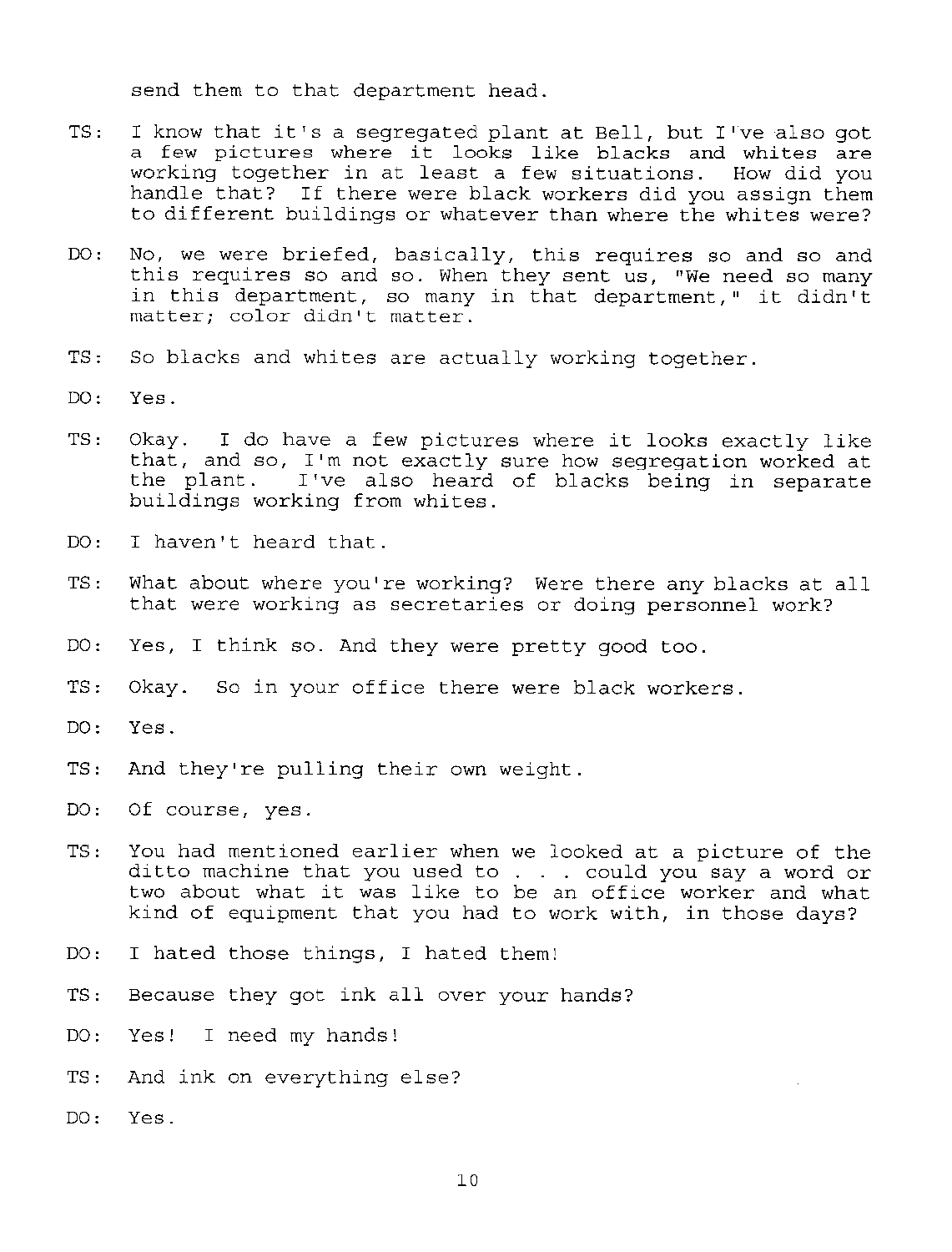send them to that department head.

TS: I know that it's a segregated plant at Bell, but I've also got a few pictures where it looks like blacks and whites are working together in at least a few situations. How did you handle that? If there were black workers did you assign them to different buildings or whatever than where the whites were?

DO: No, we were briefed, basically, this requires so and so and this requires so and so. When they sent us, "We need so many in this department, so many in that department," it didn't matter; color didn't matter.

TS: So blacks and whites are actually working together.

DO: Yes.

TS: Okay. I do have a few pictures where it looks exactly like that, and so, I'm not exactly sure how segregation worked at the plant. I've also heard of blacks being in separate buildings working from whites.

DO: I haven't heard that.

TS: What about where you're working? Were there any blacks at all that were working as secretaries or doing personnel work?

DO: Yes, I think so. And they were pretty good too.

TS: Okay. So in your office there were black workers.

DO: Yes.

TS: And they're pulling their own weight.

DO: Of course, yes.

TS: You had mentioned earlier when we looked at a picture of the ditto machine that you used to . . . could you say a word or two about what it was like to be an office worker and what kind of equipment that you had to work with, in those days?

DO: I hated those things, I hated them!

TS: Because they got ink all over your hands?

DO: Yes! I need my hands!

TS: And ink on everything else?

DO: Yes.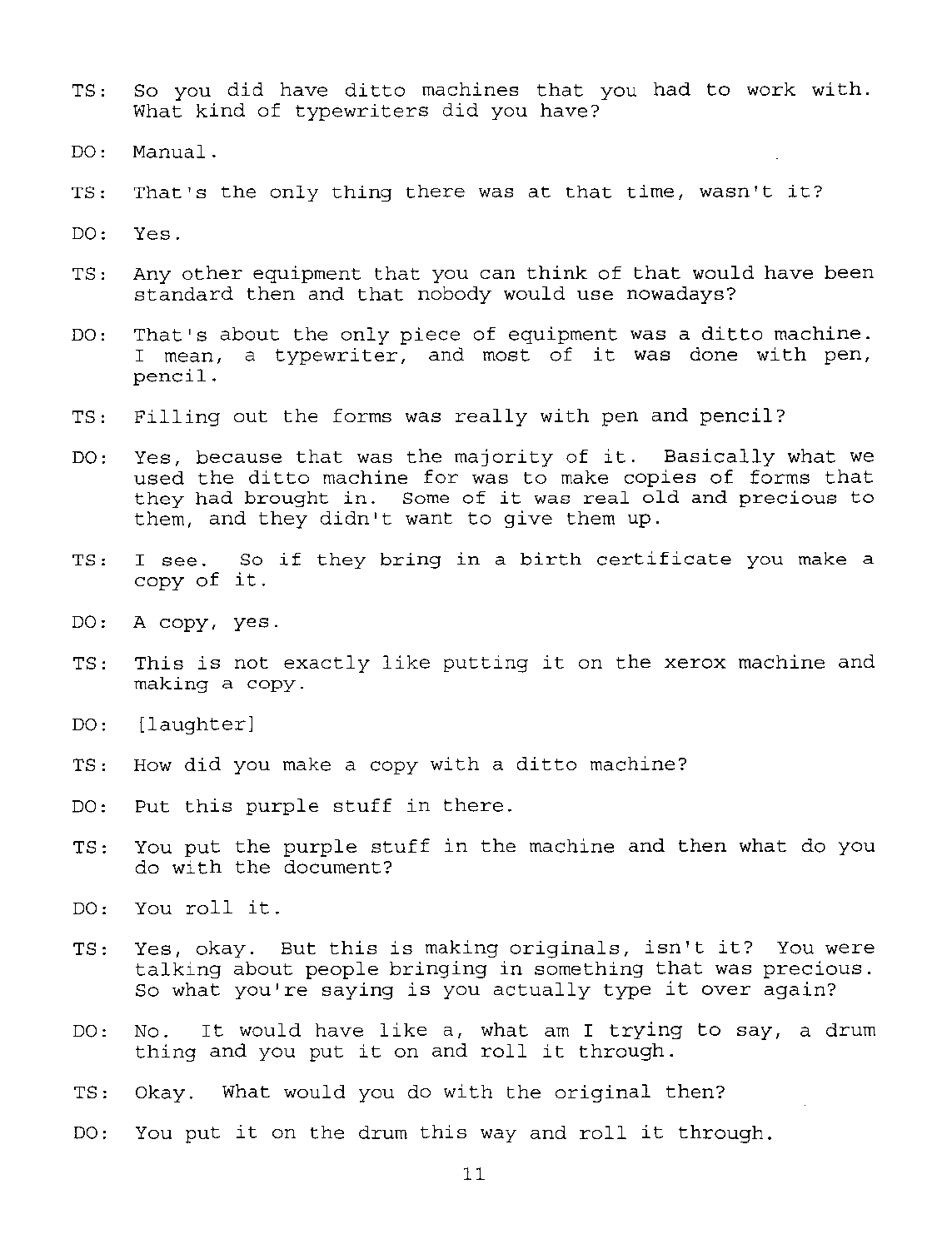TS: So you did have ditto machines that you had to work with. What kind of typewriters did you have?

DO: Manual.

TS: That's the only thing there was at that time, wasn't it?

DO: Yes.

TS: Any other equipment that you can think of that would have been standard then and that nobody would use nowadays?

DO: That's about the only piece of equipment was a ditto machine. I mean, a typewriter, and most of it was done with pen, pencil.

TS: Filling out the forms was really with pen and pencil?

DO: Yes, because that was the majority of it. Basically what we used the ditto machine for was to make copies of forms that they had brought in. Some of it was real old and precious to them, and they didn't want to give them up.

TS: I see. So if they bring in a birth certificate you make a copy of it.

DO: A copy, yes.

TS: This is not exactly like putting it on the xerox machine and making a copy.

DO: [laughter]

TS: How did you make a copy with a ditto machine?

DO: Put this purple stuff in there.

TS: You put the purple stuff in the machine and then what do you do with the document?

DO: You roll it.

TS: Yes, okay. But this is making originals, isn't it? You were talking about people bringing in something that was precious. So what you're saying is you actually type it over again?

DO: No. It would have like a, what am I trying to say, a drum thing and you put it on and roll it through.

TS: Okay. What would you do with the original then?

DO: You put it on the drum this way and roll it through.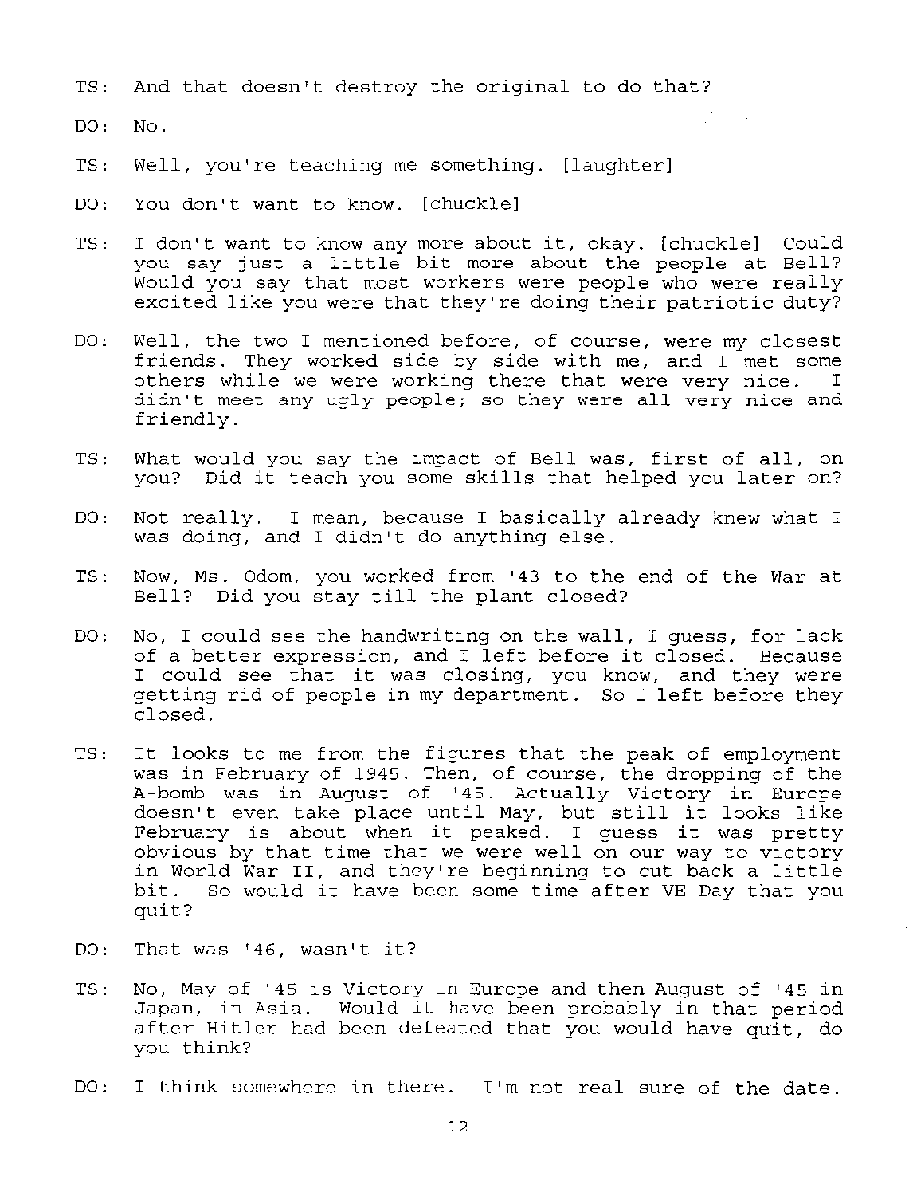TS: And that doesn't destroy the original to do that?

DO: No.

TS: Well, you're teaching me something. [laughter]

DO: You don't want to know. [chuckle]

TS: I don't want to know any more about it, okay. [chuckle] Could you say just a little bit more about the people at Bell? Would you say that most workers were people who were really excited like you were that they're doing their patriotic duty?

DO: Well, the two I mentioned before, of course, were my closest friends. They worked side by side with me, and I met some others while we were working there that were very nice. I didn't meet any ugly people; so they were all very nice and friendly.

TS: What would you say the impact of Bell was, first of all, on you? Did it teach you some skills that helped you later on?

DO: Not really. I mean, because I basically already knew what I was doing, and I didn't do anything else.

TS: Now, Ms. Odom, you worked from '43 to the end of the War at Bell? Did you stay till the plant closed?

DO: No, I could see the handwriting on the wall, I guess, for lack of a better expression, and I left before it closed. Because I could see that it was closing, you know, and they were getting rid of people in my department. So I left before they closed.

TS: It looks to me from the figures that the peak of employment was in February of 1945. Then, of course, the dropping of the A-bomb was in August of '45. Actually Victory in Europe doesn't even take place until May, but still it looks like February is about when it peaked. I guess it was pretty obvious by that time that we were well on our way to victory in World War II, and they're beginning to cut back a little bit. So would it have been some time after VE Day that you quit?

DO: That was '46, wasn't it?

TS: No, May of '45 is Victory in Europe and then August of '45 in Japan, in Asia. Would it have been probably in that period after Hitler had been defeated that you would have quit, do you think?

DO: I think somewhere in there. I'm not real sure of the date.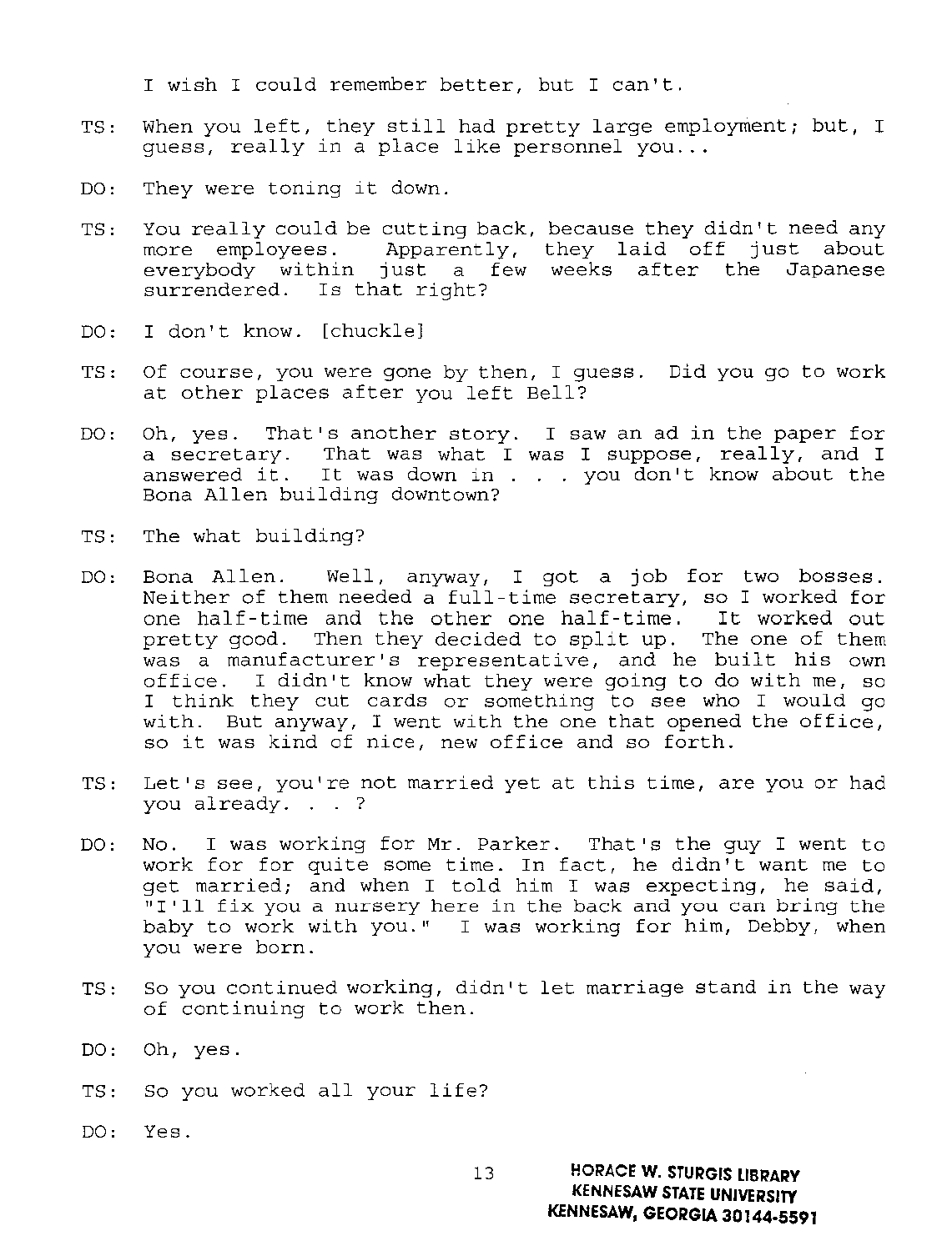I wish I could remember better, but I can't.

TS: When you left, they still had pretty large employment; but, I guess, really in a place like personnel you...

DO: They were toning it down.

TS: You really could be cutting back, because they didn't need any more employees. Apparently, they laid off just about everybody within just a few weeks after the Japanese surrendered. Is that right?

DO: I don't know. [chuckle]

TS: Of course, you were gone by then, I guess. Did you go to work at other places after you left Bell?

DO: Oh, yes. That's another story. I saw an ad in the paper for a secretary. That was what I was I suppose, really, and I answered it. It was down in . . . you don't know about the Bona Allen building downtown?

TS: The what building?

DO: Bona Allen. Well, anyway, I got a job for two bosses. Neither of them needed a full-time secretary, so I worked for one half-time and the other one half-time. It worked out pretty good. Then they decided to split up. The one of them was a manufacturer's representative, and he built his own office. I didn't know what they were going to do with me, so I think they cut cards or something to see who I would go with. But anyway, I went with the one that opened the office, so it was kind of nice, new office and so forth.

TS: Let's see, you're not married yet at this time, are you or had you already. . . ?

DO: No. I was working for Mr. Parker. That's the guy I went to work for for quite some time. In fact, he didn't want me to get married; and when I told him I was expecting, he said, "I'll fix you a nursery here in the back and you can bring the baby to work with you." I was working for him, Debby, when you were born.

TS: So you continued working, didn't let marriage stand in the way of continuing to work then.

DO: Oh, yes.

TS: So you worked all your life?

DO: Yes.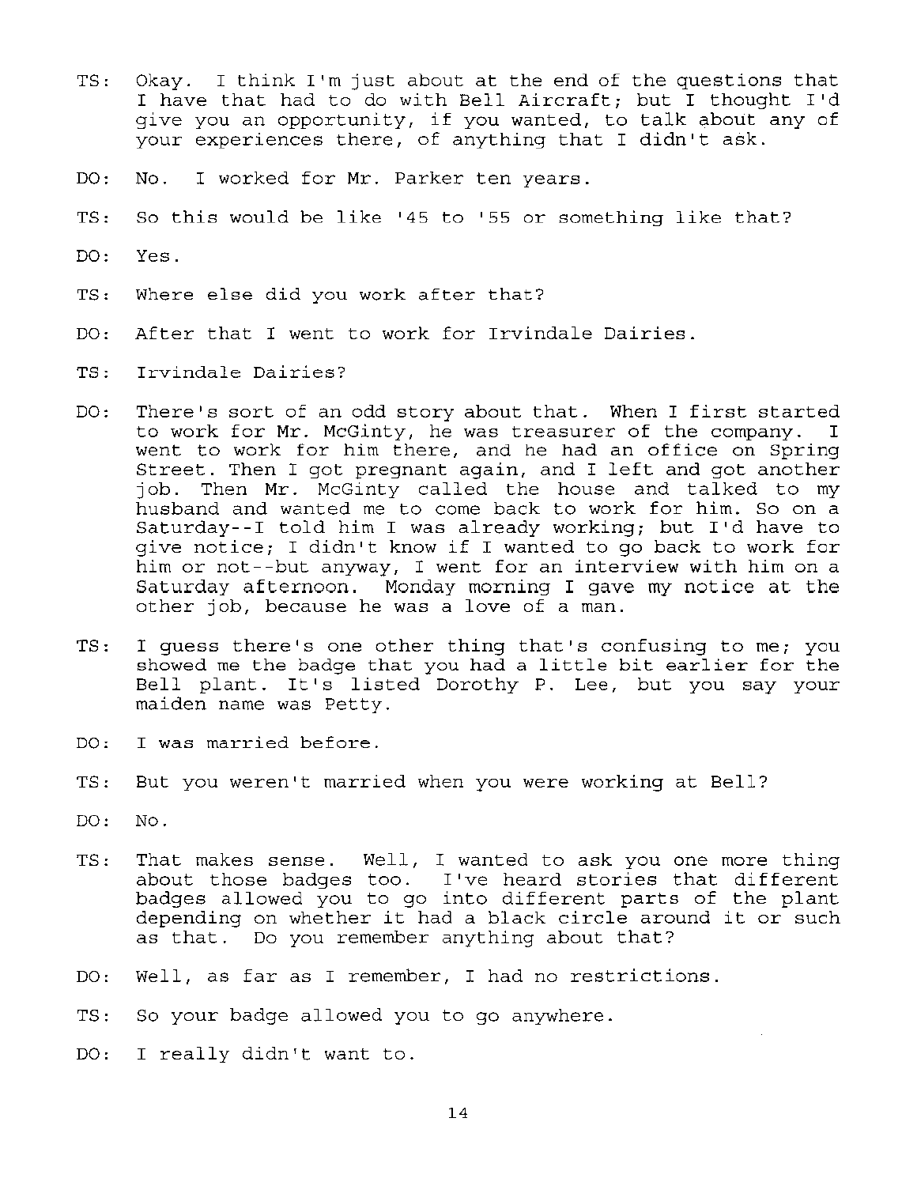TS: Okay. I think I'm just about at the end of the questions that I have that had to do with Bell Aircraft; but I thought I'd give you an opportunity, if you wanted, to talk about any of your experiences there, of anything that I didn't ask.

DO: No. I worked for Mr. Parker ten years.

TS: So this would be like '45 to '55 or something like that?

DO: Yes.

TS: Where else did you work after that?

DO: After that I went to work for Irvindale Dairies.

TS: Irvindale Dairies?

DO: There's sort of an odd story about that. When I first started to work for Mr. McGinty, he was treasurer of the company. I went to work for him there, and he had an office on Spring Street. Then I got pregnant again, and I left and got another job. Then Mr. McGinty called the house and talked to my husband and wanted me to come back to work for him. So on a Saturday--I told him I was already working; but I'd have to give notice; I didn't know if I wanted to go back to work for him or not--but anyway, I went for an interview with him on a Saturday afternoon. Monday morning I gave my notice at the other job, because he was a love of a man.

TS: I guess there's one other thing that's confusing to me; you showed me the badge that you had a little bit earlier for the Bell plant. It's listed Dorothy P. Lee, but you say your maiden name was Petty.

DO: I was married before.

TS: But you weren't married when you were working at Bell?

DO: No.

TS: That makes sense. Well, I wanted to ask you one more thing about those badges too. I've heard stories that different badges allowed you to go into different parts of the plant depending on whether it had a black circle around it or such as that. Do you remember anything about that?

DO: Well, as far as I remember, I had no restrictions.

TS: So your badge allowed you to go anywhere.

DO: I really didn't want to.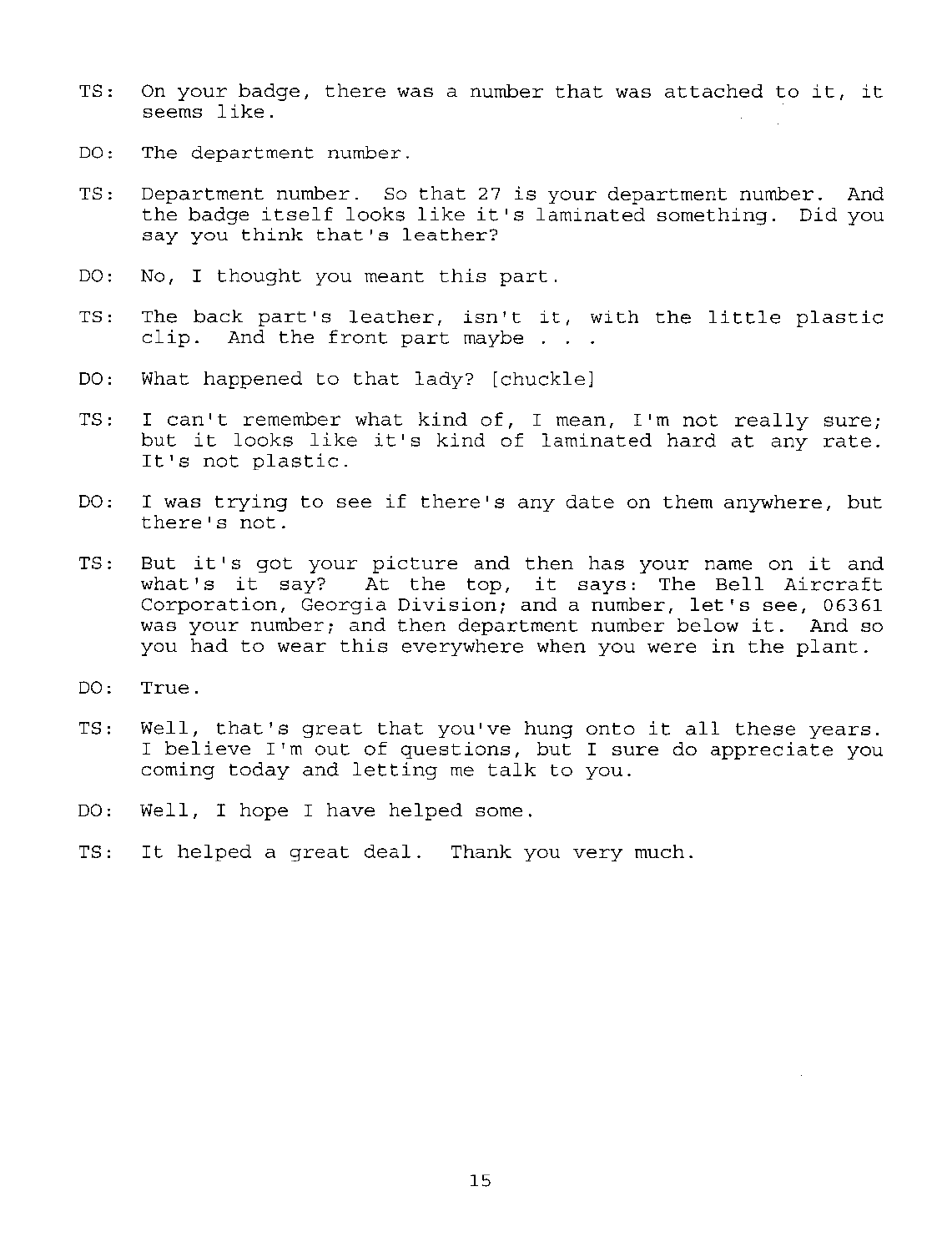TS: On your badge, there was a number that was attached to it, it seems like.

DO: The department number.

TS: Department number. So that 27 is your department number. And the badge itself looks like it's laminated something. Did you say you think that's leather?

DO: No, I thought you meant this part.

TS: The back part's leather, isn't it, with the little plastic clip. And the front part maybe . . .

DO: What happened to that lady? [chuckle]

TS: I can't remember what kind of, I mean, I'm not really sure; but it looks like it's kind of laminated hard at any rate. It's not plastic.

DO: I was trying to see if there's any date on them anywhere, but there's not.

TS: But it's got your picture and then has your name on it and what's it say? At the top, it says: The Bell Aircraft Corporation, Georgia Division; and a number, let's see, 06361 was your number; and then department number below it. And so you had to wear this everywhere when you were in the plant.

DO: True.

TS: Well, that's great that you've hung onto it all these years. I believe I'm out of questions, but I sure do appreciate you coming today and letting me talk to you.

DO: Well, I hope I have helped some.

TS: It helped a great deal. Thank you very much.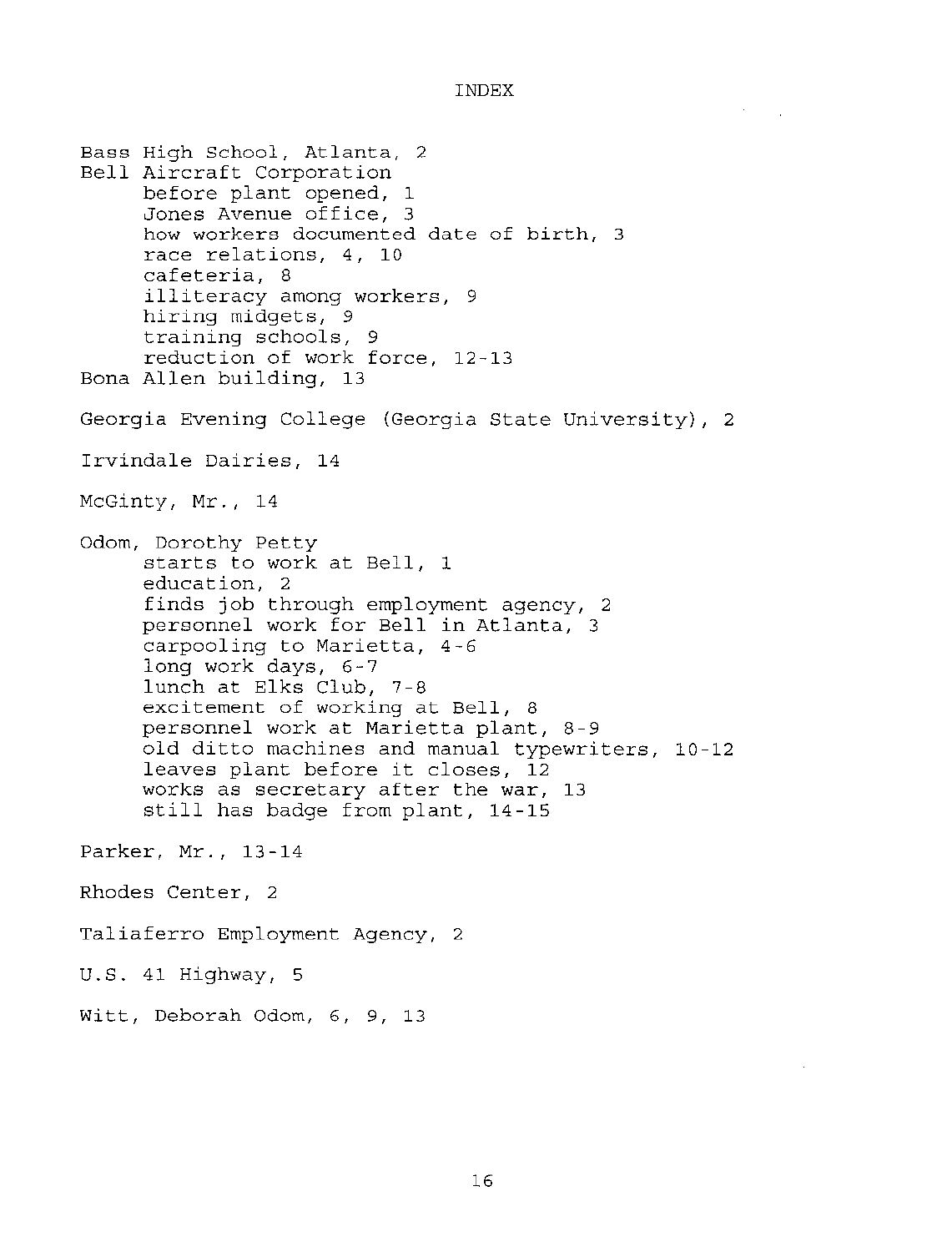# INDEX

Bass High School, Atlanta, 2

Bell Aircraft Corporation
- before plant opened, 1
- Jones Avenue office, 3
- how workers documented date of birth, 3
- race relations, 4, 10
- cafeteria, 8
- illiteracy among workers, 9
- hiring midgets, 9
- training schools, 9
- reduction of work force, 12-13

Bona Allen building, 13

Georgia Evening College (Georgia State University), 2

Irvindale Dairies, 14

McGinty, Mr., 14

Odom, Dorothy Petty
- starts to work at Bell, 1
- education, 2
- finds job through employment agency, 2
- personnel work for Bell in Atlanta, 3
- carpooling to Marietta, 4-6
- long work days, 6-7
- lunch at Elks Club, 7-8
- excitement of working at Bell, 8
- personnel work at Marietta plant, 8-9
- old ditto machines and manual typewriters, 10-12
- leaves plant before it closes, 12
- works as secretary after the war, 13
- still has badge from plant, 14-15

Parker, Mr., 13-14

Rhodes Center, 2

Taliaferro Employment Agency, 2

U.S. 41 Highway, 5

Witt, Deborah Odom, 6, 9, 13